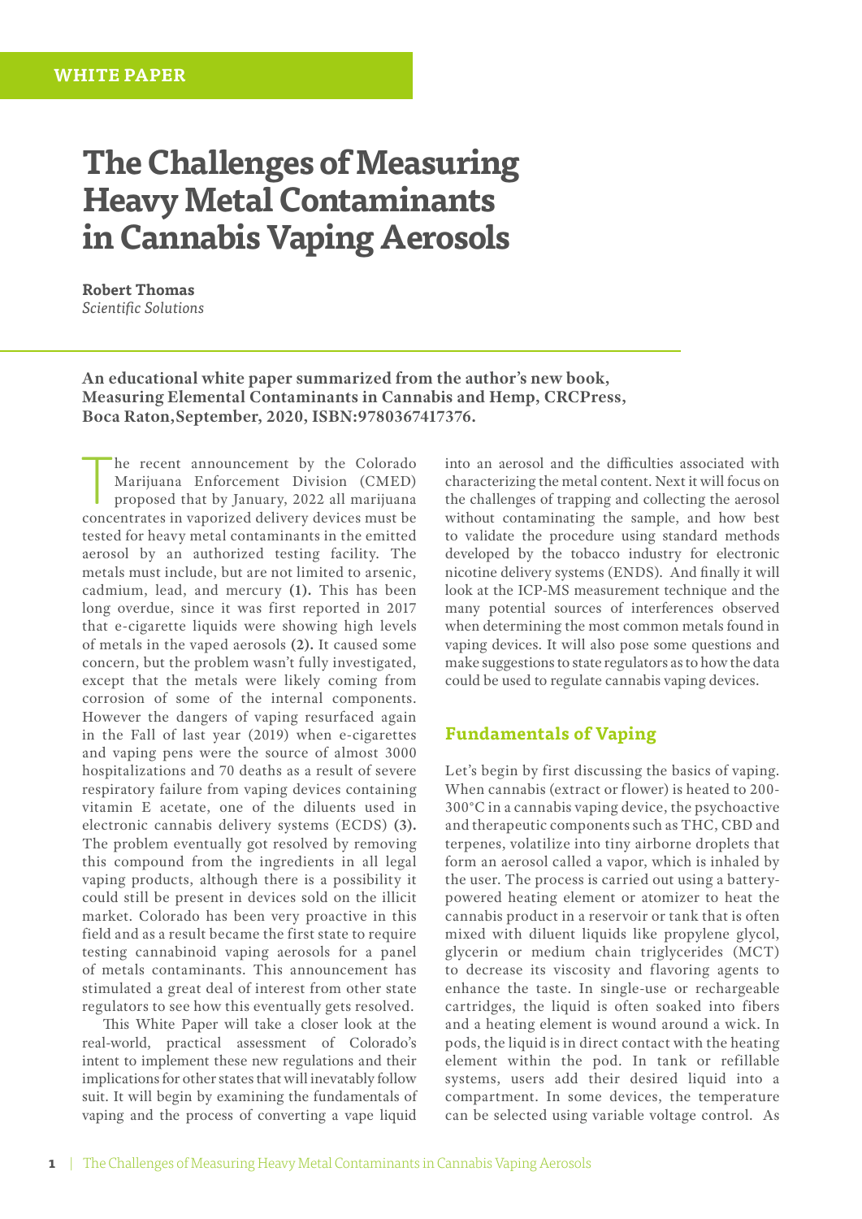WHITE PAPER

# The Challenges of Measuring Heavy Metal Contaminants in Cannabis Vaping Aerosols

**Robert Thomas**
*Scientific Solutions*

**An educational white paper summarized from the author's new book, Measuring Elemental Contaminants in Cannabis and Hemp, CRCPress, Boca Raton,September, 2020, ISBN:9780367417376.**

The recent announcement by the Colorado Marijuana Enforcement Division (CMED) proposed that by January, 2022 all marijuana concentrates in vaporized delivery devices must be tested for heavy metal contaminants in the emitted aerosol by an authorized testing facility. The metals must include, but are not limited to arsenic, cadmium, lead, and mercury **(1).** This has been long overdue, since it was first reported in 2017 that e-cigarette liquids were showing high levels of metals in the vaped aerosols **(2).** It caused some concern, but the problem wasn't fully investigated, except that the metals were likely coming from corrosion of some of the internal components. However the dangers of vaping resurfaced again in the Fall of last year (2019) when e-cigarettes and vaping pens were the source of almost 3000 hospitalizations and 70 deaths as a result of severe respiratory failure from vaping devices containing vitamin E acetate, one of the diluents used in electronic cannabis delivery systems (ECDS) **(3).** The problem eventually got resolved by removing this compound from the ingredients in all legal vaping products, although there is a possibility it could still be present in devices sold on the illicit market. Colorado has been very proactive in this field and as a result became the first state to require testing cannabinoid vaping aerosols for a panel of metals contaminants. This announcement has stimulated a great deal of interest from other state regulators to see how this eventually gets resolved.

This White Paper will take a closer look at the real-world, practical assessment of Colorado's intent to implement these new regulations and their implications for other states that will inevatably follow suit. It will begin by examining the fundamentals of vaping and the process of converting a vape liquid into an aerosol and the difficulties associated with characterizing the metal content. Next it will focus on the challenges of trapping and collecting the aerosol without contaminating the sample, and how best to validate the procedure using standard methods developed by the tobacco industry for electronic nicotine delivery systems (ENDS). And finally it will look at the ICP-MS measurement technique and the many potential sources of interferences observed when determining the most common metals found in vaping devices. It will also pose some questions and make suggestions to state regulators as to how the data could be used to regulate cannabis vaping devices.

## Fundamentals of Vaping

Let's begin by first discussing the basics of vaping. When cannabis (extract or flower) is heated to 200-300°C in a cannabis vaping device, the psychoactive and therapeutic components such as THC, CBD and terpenes, volatilize into tiny airborne droplets that form an aerosol called a vapor, which is inhaled by the user. The process is carried out using a battery-powered heating element or atomizer to heat the cannabis product in a reservoir or tank that is often mixed with diluent liquids like propylene glycol, glycerin or medium chain triglycerides (MCT) to decrease its viscosity and flavoring agents to enhance the taste. In single-use or rechargeable cartridges, the liquid is often soaked into fibers and a heating element is wound around a wick. In pods, the liquid is in direct contact with the heating element within the pod. In tank or refillable systems, users add their desired liquid into a compartment. In some devices, the temperature can be selected using variable voltage control. As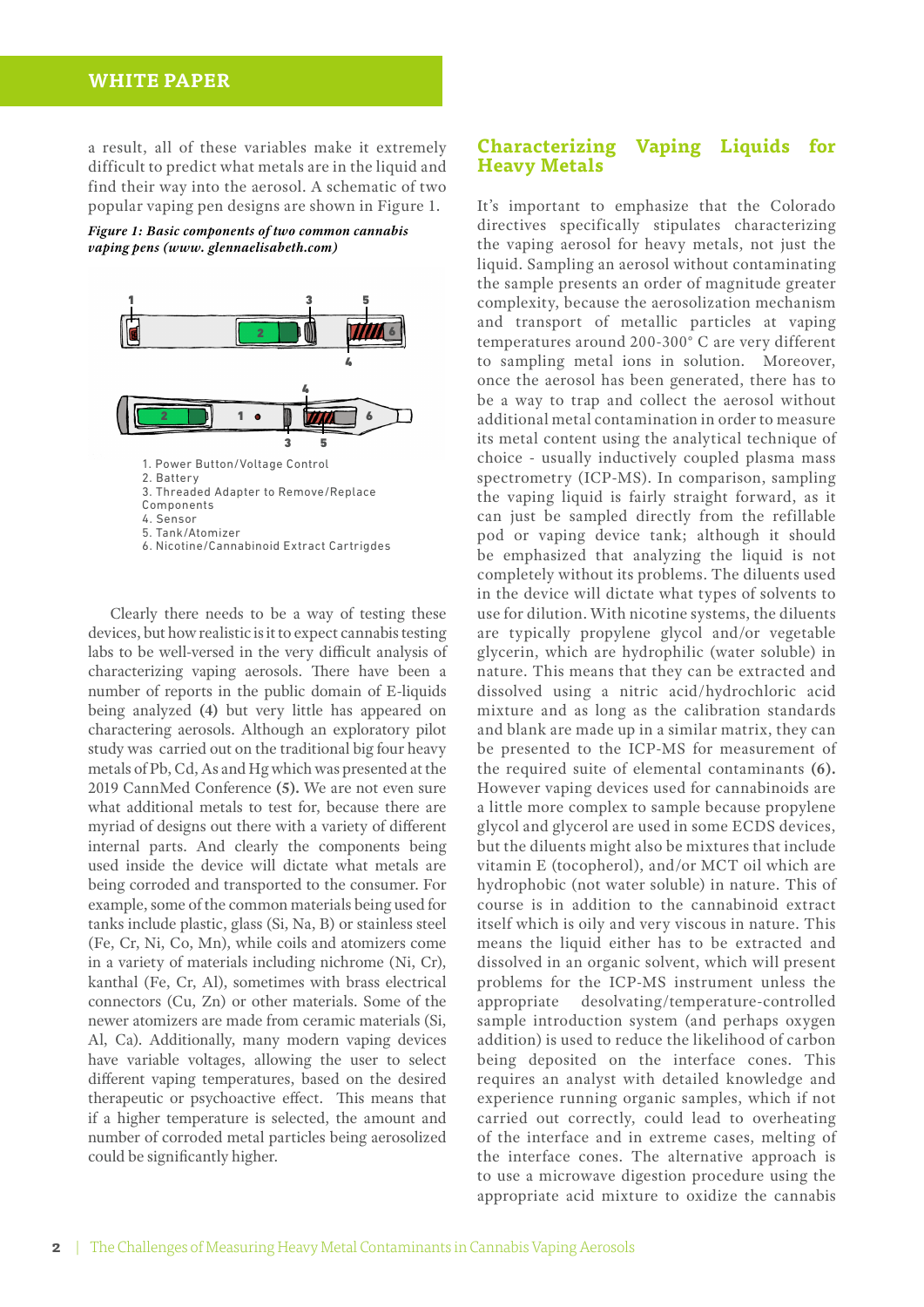a result, all of these variables make it extremely difficult to predict what metals are in the liquid and find their way into the aerosol. A schematic of two popular vaping pen designs are shown in Figure 1.

***Figure 1: Basic components of two common cannabis vaping pens (www. glennaelisabeth.com)***

1. Power Button/Voltage Control
2. Battery
3. Threaded Adapter to Remove/Replace Components
4. Sensor
5. Tank/Atomizer
6. Nicotine/Cannabinoid Extract Cartridges

Clearly there needs to be a way of testing these devices, but how realistic is it to expect cannabis testing labs to be well-versed in the very difficult analysis of characterizing vaping aerosols. There have been a number of reports in the public domain of E-liquids being analyzed **(4)** but very little has appeared on charactering aerosols. Although an exploratory pilot study was carried out on the traditional big four heavy metals of Pb, Cd, As and Hg which was presented at the 2019 CannMed Conference **(5).** We are not even sure what additional metals to test for, because there are myriad of designs out there with a variety of different internal parts. And clearly the components being used inside the device will dictate what metals are being corroded and transported to the consumer. For example, some of the common materials being used for tanks include plastic, glass (Si, Na, B) or stainless steel (Fe, Cr, Ni, Co, Mn), while coils and atomizers come in a variety of materials including nichrome (Ni, Cr), kanthal (Fe, Cr, Al), sometimes with brass electrical connectors (Cu, Zn) or other materials. Some of the newer atomizers are made from ceramic materials (Si, Al, Ca). Additionally, many modern vaping devices have variable voltages, allowing the user to select different vaping temperatures, based on the desired therapeutic or psychoactive effect. This means that if a higher temperature is selected, the amount and number of corroded metal particles being aerosolized could be significantly higher.

## Characterizing Vaping Liquids for Heavy Metals

It's important to emphasize that the Colorado directives specifically stipulates characterizing the vaping aerosol for heavy metals, not just the liquid. Sampling an aerosol without contaminating the sample presents an order of magnitude greater complexity, because the aerosolization mechanism and transport of metallic particles at vaping temperatures around 200-300° C are very different to sampling metal ions in solution. Moreover, once the aerosol has been generated, there has to be a way to trap and collect the aerosol without additional metal contamination in order to measure its metal content using the analytical technique of choice - usually inductively coupled plasma mass spectrometry (ICP-MS). In comparison, sampling the vaping liquid is fairly straight forward, as it can just be sampled directly from the refillable pod or vaping device tank; although it should be emphasized that analyzing the liquid is not completely without its problems. The diluents used in the device will dictate what types of solvents to use for dilution. With nicotine systems, the diluents are typically propylene glycol and/or vegetable glycerin, which are hydrophilic (water soluble) in nature. This means that they can be extracted and dissolved using a nitric acid/hydrochloric acid mixture and as long as the calibration standards and blank are made up in a similar matrix, they can be presented to the ICP-MS for measurement of the required suite of elemental contaminants **(6).** However vaping devices used for cannabinoids are a little more complex to sample because propylene glycol and glycerol are used in some ECDS devices, but the diluents might also be mixtures that include vitamin E (tocopherol), and/or MCT oil which are hydrophobic (not water soluble) in nature. This of course is in addition to the cannabinoid extract itself which is oily and very viscous in nature. This means the liquid either has to be extracted and dissolved in an organic solvent, which will present problems for the ICP-MS instrument unless the appropriate desolvating/temperature-controlled sample introduction system (and perhaps oxygen addition) is used to reduce the likelihood of carbon being deposited on the interface cones. This requires an analyst with detailed knowledge and experience running organic samples, which if not carried out correctly, could lead to overheating of the interface and in extreme cases, melting of the interface cones. The alternative approach is to use a microwave digestion procedure using the appropriate acid mixture to oxidize the cannabis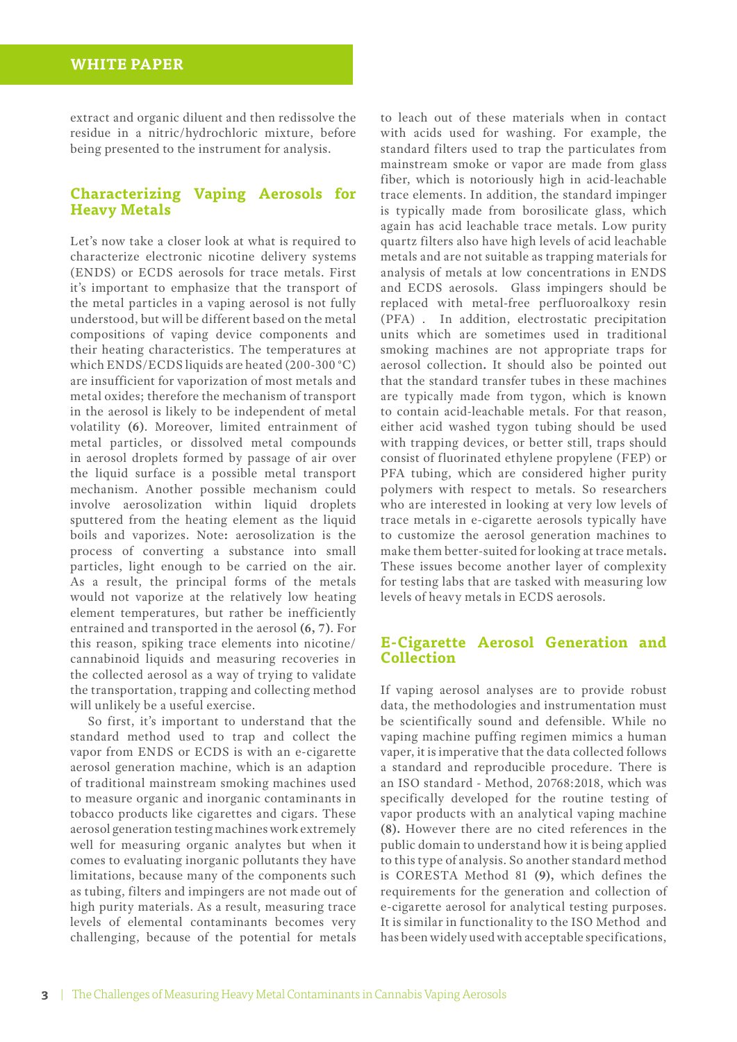extract and organic diluent and then redissolve the residue in a nitric/hydrochloric mixture, before being presented to the instrument for analysis.

## Characterizing Vaping Aerosols for Heavy Metals

Let's now take a closer look at what is required to characterize electronic nicotine delivery systems (ENDS) or ECDS aerosols for trace metals. First it's important to emphasize that the transport of the metal particles in a vaping aerosol is not fully understood, but will be different based on the metal compositions of vaping device components and their heating characteristics. The temperatures at which ENDS/ECDS liquids are heated (200-300 °C) are insufficient for vaporization of most metals and metal oxides; therefore the mechanism of transport in the aerosol is likely to be independent of metal volatility **(6)**. Moreover, limited entrainment of metal particles, or dissolved metal compounds in aerosol droplets formed by passage of air over the liquid surface is a possible metal transport mechanism. Another possible mechanism could involve aerosolization within liquid droplets sputtered from the heating element as the liquid boils and vaporizes. Note**:** aerosolization is the process of converting a substance into small particles, light enough to be carried on the air. As a result, the principal forms of the metals would not vaporize at the relatively low heating element temperatures, but rather be inefficiently entrained and transported in the aerosol **(6, 7)**. For this reason, spiking trace elements into nicotine/cannabinoid liquids and measuring recoveries in the collected aerosol as a way of trying to validate the transportation, trapping and collecting method will unlikely be a useful exercise.

So first, it's important to understand that the standard method used to trap and collect the vapor from ENDS or ECDS is with an e-cigarette aerosol generation machine, which is an adaption of traditional mainstream smoking machines used to measure organic and inorganic contaminants in tobacco products like cigarettes and cigars. These aerosol generation testing machines work extremely well for measuring organic analytes but when it comes to evaluating inorganic pollutants they have limitations, because many of the components such as tubing, filters and impingers are not made out of high purity materials. As a result, measuring trace levels of elemental contaminants becomes very challenging, because of the potential for metals to leach out of these materials when in contact with acids used for washing. For example, the standard filters used to trap the particulates from mainstream smoke or vapor are made from glass fiber, which is notoriously high in acid-leachable trace elements. In addition, the standard impinger is typically made from borosilicate glass, which again has acid leachable trace metals. Low purity quartz filters also have high levels of acid leachable metals and are not suitable as trapping materials for analysis of metals at low concentrations in ENDS and ECDS aerosols. Glass impingers should be replaced with metal-free perfluoroalkoxy resin (PFA) . In addition, electrostatic precipitation units which are sometimes used in traditional smoking machines are not appropriate traps for aerosol collection**.** It should also be pointed out that the standard transfer tubes in these machines are typically made from tygon, which is known to contain acid-leachable metals. For that reason, either acid washed tygon tubing should be used with trapping devices, or better still, traps should consist of fluorinated ethylene propylene (FEP) or PFA tubing, which are considered higher purity polymers with respect to metals. So researchers who are interested in looking at very low levels of trace metals in e-cigarette aerosols typically have to customize the aerosol generation machines to make them better-suited for looking at trace metals**.** These issues become another layer of complexity for testing labs that are tasked with measuring low levels of heavy metals in ECDS aerosols.

## E-Cigarette Aerosol Generation and Collection

If vaping aerosol analyses are to provide robust data, the methodologies and instrumentation must be scientifically sound and defensible. While no vaping machine puffing regimen mimics a human vaper, it is imperative that the data collected follows a standard and reproducible procedure. There is an ISO standard - Method, 20768:2018, which was specifically developed for the routine testing of vapor products with an analytical vaping machine **(8).** However there are no cited references in the public domain to understand how it is being applied to this type of analysis. So another standard method is CORESTA Method 81 **(9),** which defines the requirements for the generation and collection of e-cigarette aerosol for analytical testing purposes. It is similar in functionality to the ISO Method and has been widely used with acceptable specifications,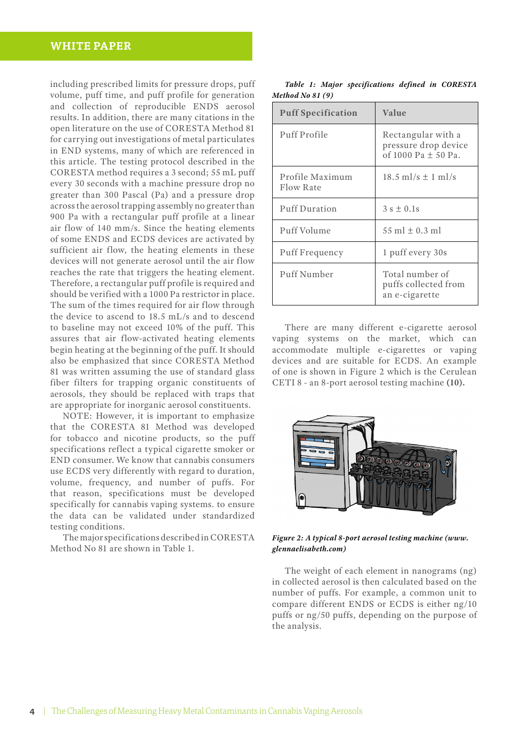including prescribed limits for pressure drops, puff volume, puff time, and puff profile for generation and collection of reproducible ENDS aerosol results. In addition, there are many citations in the open literature on the use of CORESTA Method 81 for carrying out investigations of metal particulates in END systems, many of which are referenced in this article. The testing protocol described in the CORESTA method requires a 3 second; 55 mL puff every 30 seconds with a machine pressure drop no greater than 300 Pascal (Pa) and a pressure drop across the aerosol trapping assembly no greater than 900 Pa with a rectangular puff profile at a linear air flow of 140 mm/s. Since the heating elements of some ENDS and ECDS devices are activated by sufficient air flow, the heating elements in these devices will not generate aerosol until the air flow reaches the rate that triggers the heating element. Therefore, a rectangular puff profile is required and should be verified with a 1000 Pa restrictor in place. The sum of the times required for air flow through the device to ascend to 18.5 mL/s and to descend to baseline may not exceed 10% of the puff. This assures that air flow-activated heating elements begin heating at the beginning of the puff. It should also be emphasized that since CORESTA Method 81 was written assuming the use of standard glass fiber filters for trapping organic constituents of aerosols, they should be replaced with traps that are appropriate for inorganic aerosol constituents.

NOTE: However, it is important to emphasize that the CORESTA 81 Method was developed for tobacco and nicotine products, so the puff specifications reflect a typical cigarette smoker or END consumer. We know that cannabis consumers use ECDS very differently with regard to duration, volume, frequency, and number of puffs. For that reason, specifications must be developed specifically for cannabis vaping systems. to ensure the data can be validated under standardized testing conditions.

The major specifications described in CORESTA Method No 81 are shown in Table 1.

***Table 1: Major specifications defined in CORESTA Method No 81 (9)***

| Puff Specification | Value |
|---|---|
| Puff Profile | Rectangular with a pressure drop device of 1000 Pa ± 50 Pa. |
| Profile Maximum Flow Rate | 18.5 ml/s ± 1 ml/s |
| Puff Duration | 3 s ± 0.1s |
| Puff Volume | 55 ml ± 0.3 ml |
| Puff Frequency | 1 puff every 30s |
| Puff Number | Total number of puffs collected from an e-cigarette |

There are many different e-cigarette aerosol vaping systems on the market, which can accommodate multiple e-cigarettes or vaping devices and are suitable for ECDS. An example of one is shown in Figure 2 which is the Cerulean CETI 8 - an 8-port aerosol testing machine **(10).**

***Figure 2: A typical 8-port aerosol testing machine (www.glennaelisabeth.com)***

The weight of each element in nanograms (ng) in collected aerosol is then calculated based on the number of puffs. For example, a common unit to compare different ENDS or ECDS is either ng/10 puffs or ng/50 puffs, depending on the purpose of the analysis.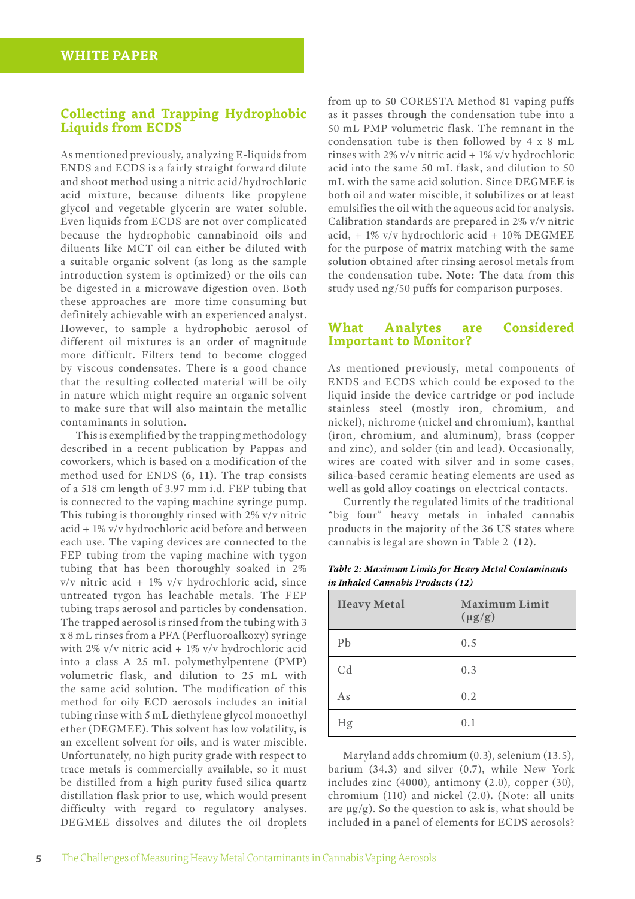## Collecting and Trapping Hydrophobic Liquids from ECDS

As mentioned previously, analyzing E-liquids from ENDS and ECDS is a fairly straight forward dilute and shoot method using a nitric acid/hydrochloric acid mixture, because diluents like propylene glycol and vegetable glycerin are water soluble. Even liquids from ECDS are not over complicated because the hydrophobic cannabinoid oils and diluents like MCT oil can either be diluted with a suitable organic solvent (as long as the sample introduction system is optimized) or the oils can be digested in a microwave digestion oven. Both these approaches are more time consuming but definitely achievable with an experienced analyst. However, to sample a hydrophobic aerosol of different oil mixtures is an order of magnitude more difficult. Filters tend to become clogged by viscous condensates. There is a good chance that the resulting collected material will be oily in nature which might require an organic solvent to make sure that will also maintain the metallic contaminants in solution.

This is exemplified by the trapping methodology described in a recent publication by Pappas and coworkers, which is based on a modification of the method used for ENDS **(6, 11).** The trap consists of a 518 cm length of 3.97 mm i.d. FEP tubing that is connected to the vaping machine syringe pump. This tubing is thoroughly rinsed with 2% v/v nitric acid + 1% v/v hydrochloric acid before and between each use. The vaping devices are connected to the FEP tubing from the vaping machine with tygon tubing that has been thoroughly soaked in 2% v/v nitric acid + 1% v/v hydrochloric acid, since untreated tygon has leachable metals. The FEP tubing traps aerosol and particles by condensation. The trapped aerosol is rinsed from the tubing with 3 x 8 mL rinses from a PFA (Perfluoroalkoxy) syringe with 2% v/v nitric acid + 1% v/v hydrochloric acid into a class A 25 mL polymethylpentene (PMP) volumetric flask, and dilution to 25 mL with the same acid solution. The modification of this method for oily ECD aerosols includes an initial tubing rinse with 5 mL diethylene glycol monoethyl ether (DEGMEE). This solvent has low volatility, is an excellent solvent for oils, and is water miscible. Unfortunately, no high purity grade with respect to trace metals is commercially available, so it must be distilled from a high purity fused silica quartz distillation flask prior to use, which would present difficulty with regard to regulatory analyses. DEGMEE dissolves and dilutes the oil droplets from up to 50 CORESTA Method 81 vaping puffs as it passes through the condensation tube into a 50 mL PMP volumetric flask. The remnant in the condensation tube is then followed by 4 x 8 mL rinses with 2% v/v nitric acid + 1% v/v hydrochloric acid into the same 50 mL flask, and dilution to 50 mL with the same acid solution. Since DEGMEE is both oil and water miscible, it solubilizes or at least emulsifies the oil with the aqueous acid for analysis. Calibration standards are prepared in 2% v/v nitric acid, + 1% v/v hydrochloric acid + 10% DEGMEE for the purpose of matrix matching with the same solution obtained after rinsing aerosol metals from the condensation tube. **Note:** The data from this study used ng/50 puffs for comparison purposes.

## What Analytes are Considered Important to Monitor?

As mentioned previously, metal components of ENDS and ECDS which could be exposed to the liquid inside the device cartridge or pod include stainless steel (mostly iron, chromium, and nickel), nichrome (nickel and chromium), kanthal (iron, chromium, and aluminum), brass (copper and zinc), and solder (tin and lead). Occasionally, wires are coated with silver and in some cases, silica-based ceramic heating elements are used as well as gold alloy coatings on electrical contacts.

Currently the regulated limits of the traditional "big four" heavy metals in inhaled cannabis products in the majority of the 36 US states where cannabis is legal are shown in Table 2 **(12).**

***Table 2: Maximum Limits for Heavy Metal Contaminants in Inhaled Cannabis Products (12)***

| Heavy Metal | Maximum Limit (µg/g) |
|---|---|
| Pb | 0.5 |
| Cd | 0.3 |
| As | 0.2 |
| Hg | 0.1 |

Maryland adds chromium (0.3), selenium (13.5), barium (34.3) and silver (0.7), while New York includes zinc (4000), antimony (2.0), copper (30), chromium (110) and nickel (2.0). (Note: all units are µg/g). So the question to ask is, what should be included in a panel of elements for ECDS aerosols?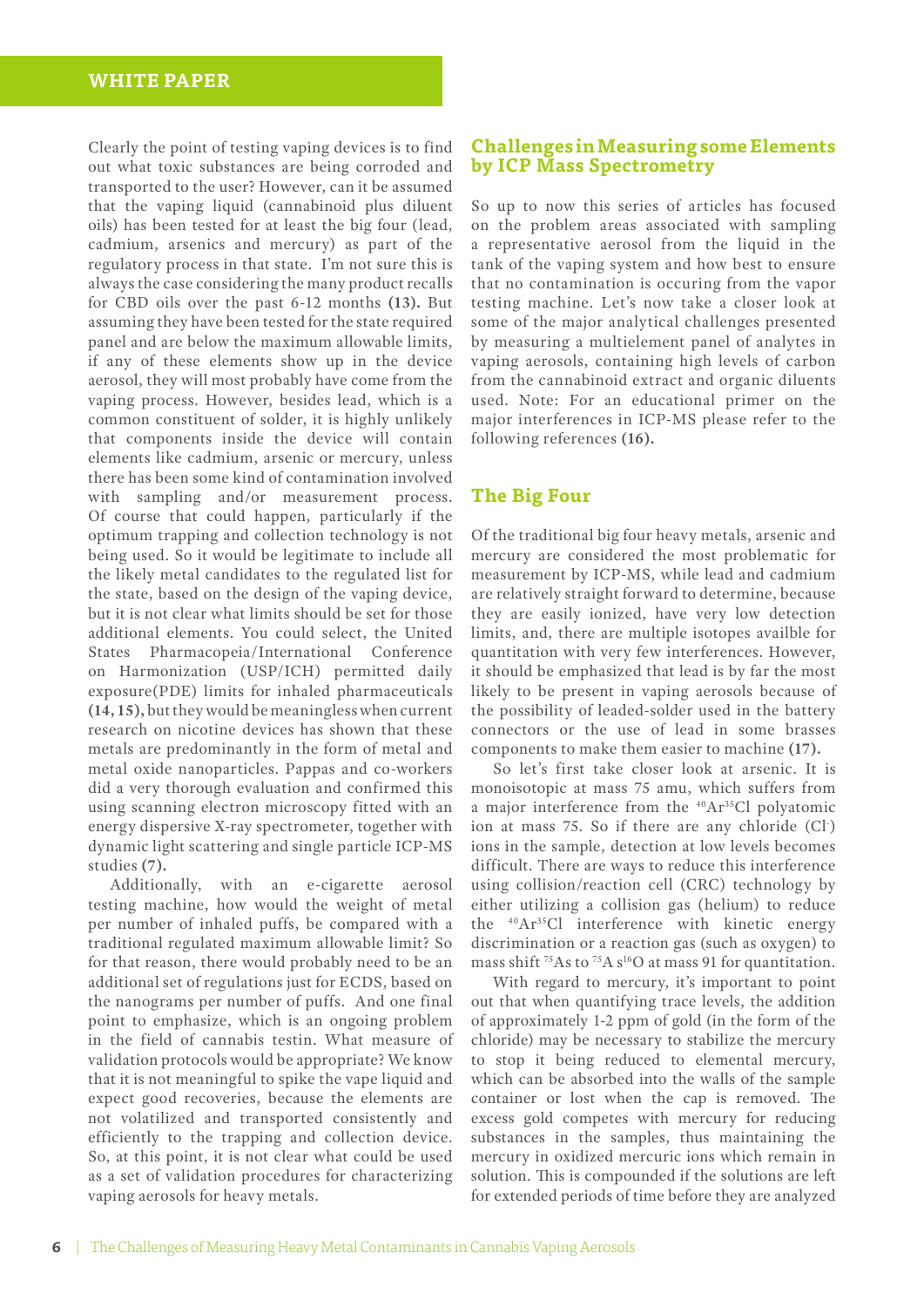Clearly the point of testing vaping devices is to find out what toxic substances are being corroded and transported to the user? However, can it be assumed that the vaping liquid (cannabinoid plus diluent oils) has been tested for at least the big four (lead, cadmium, arsenics and mercury) as part of the regulatory process in that state. I'm not sure this is always the case considering the many product recalls for CBD oils over the past 6-12 months **(13).** But assuming they have been tested for the state required panel and are below the maximum allowable limits, if any of these elements show up in the device aerosol, they will most probably have come from the vaping process. However, besides lead, which is a common constituent of solder, it is highly unlikely that components inside the device will contain elements like cadmium, arsenic or mercury, unless there has been some kind of contamination involved with sampling and/or measurement process. Of course that could happen, particularly if the optimum trapping and collection technology is not being used. So it would be legitimate to include all the likely metal candidates to the regulated list for the state, based on the design of the vaping device, but it is not clear what limits should be set for those additional elements. You could select, the United States Pharmacopeia/International Conference on Harmonization (USP/ICH) permitted daily exposure(PDE) limits for inhaled pharmaceuticals **(14, 15),** but they would be meaningless when current research on nicotine devices has shown that these metals are predominantly in the form of metal and metal oxide nanoparticles. Pappas and co-workers did a very thorough evaluation and confirmed this using scanning electron microscopy fitted with an energy dispersive X-ray spectrometer, together with dynamic light scattering and single particle ICP-MS studies **(7).**

Additionally, with an e-cigarette aerosol testing machine, how would the weight of metal per number of inhaled puffs, be compared with a traditional regulated maximum allowable limit? So for that reason, there would probably need to be an additional set of regulations just for ECDS, based on the nanograms per number of puffs. And one final point to emphasize, which is an ongoing problem in the field of cannabis testin. What measure of validation protocols would be appropriate? We know that it is not meaningful to spike the vape liquid and expect good recoveries, because the elements are not volatilized and transported consistently and efficiently to the trapping and collection device. So, at this point, it is not clear what could be used as a set of validation procedures for characterizing vaping aerosols for heavy metals.

## Challenges in Measuring some Elements by ICP Mass Spectrometry

So up to now this series of articles has focused on the problem areas associated with sampling a representative aerosol from the liquid in the tank of the vaping system and how best to ensure that no contamination is occuring from the vapor testing machine. Let's now take a closer look at some of the major analytical challenges presented by measuring a multielement panel of analytes in vaping aerosols, containing high levels of carbon from the cannabinoid extract and organic diluents used. Note: For an educational primer on the major interferences in ICP-MS please refer to the following references **(16).**

## The Big Four

Of the traditional big four heavy metals, arsenic and mercury are considered the most problematic for measurement by ICP-MS, while lead and cadmium are relatively straight forward to determine, because they are easily ionized, have very low detection limits, and, there are multiple isotopes availble for quantitation with very few interferences. However, it should be emphasized that lead is by far the most likely to be present in vaping aerosols because of the possibility of leaded-solder used in the battery connectors or the use of lead in some brasses components to make them easier to machine **(17).**

So let's first take closer look at arsenic. It is monoisotopic at mass 75 amu, which suffers from a major interference from the $^{40}Ar^{35}Cl$ polyatomic ion at mass 75. So if there are any chloride ($Cl^-$) ions in the sample, detection at low levels becomes difficult. There are ways to reduce this interference using collision/reaction cell (CRC) technology by either utilizing a collision gas (helium) to reduce the $^{40}Ar^{35}Cl$ interference with kinetic energy discrimination or a reaction gas (such as oxygen) to mass shift $^{75}As$ to $^{75}As^{16}O$ at mass 91 for quantitation.

With regard to mercury, it's important to point out that when quantifying trace levels, the addition of approximately 1-2 ppm of gold (in the form of the chloride) may be necessary to stabilize the mercury to stop it being reduced to elemental mercury, which can be absorbed into the walls of the sample container or lost when the cap is removed. The excess gold competes with mercury for reducing substances in the samples, thus maintaining the mercury in oxidized mercuric ions which remain in solution. This is compounded if the solutions are left for extended periods of time before they are analyzed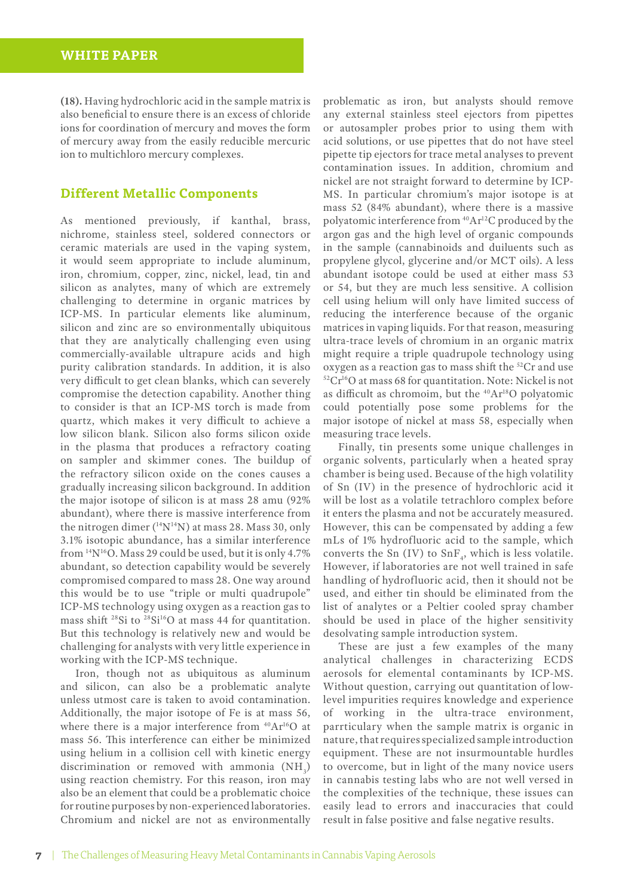**(18).** Having hydrochloric acid in the sample matrix is also beneficial to ensure there is an excess of chloride ions for coordination of mercury and moves the form of mercury away from the easily reducible mercuric ion to multichloro mercury complexes.

## Different Metallic Components

As mentioned previously, if kanthal, brass, nichrome, stainless steel, soldered connectors or ceramic materials are used in the vaping system, it would seem appropriate to include aluminum, iron, chromium, copper, zinc, nickel, lead, tin and silicon as analytes, many of which are extremely challenging to determine in organic matrices by ICP-MS. In particular elements like aluminum, silicon and zinc are so environmentally ubiquitous that they are analytically challenging even using commercially-available ultrapure acids and high purity calibration standards. In addition, it is also very difficult to get clean blanks, which can severely compromise the detection capability. Another thing to consider is that an ICP-MS torch is made from quartz, which makes it very difficult to achieve a low silicon blank. Silicon also forms silicon oxide in the plasma that produces a refractory coating on sampler and skimmer cones. The buildup of the refractory silicon oxide on the cones causes a gradually increasing silicon background. In addition the major isotope of silicon is at mass 28 amu (92% abundant), where there is massive interference from the nitrogen dimer ($^{14}N^{14}N$) at mass 28. Mass 30, only 3.1% isotopic abundance, has a similar interference from $^{14}N^{16}O$. Mass 29 could be used, but it is only 4.7% abundant, so detection capability would be severely compromised compared to mass 28. One way around this would be to use "triple or multi quadrupole" ICP-MS technology using oxygen as a reaction gas to mass shift $^{28}Si$ to $^{28}Si^{16}O$ at mass 44 for quantitation. But this technology is relatively new and would be challenging for analysts with very little experience in working with the ICP-MS technique.

Iron, though not as ubiquitous as aluminum and silicon, can also be a problematic analyte unless utmost care is taken to avoid contamination. Additionally, the major isotope of Fe is at mass 56, where there is a major interference from $^{40}Ar^{16}O$ at mass 56. This interference can either be minimized using helium in a collision cell with kinetic energy discrimination or removed with ammonia ($NH_3$) using reaction chemistry. For this reason, iron may also be an element that could be a problematic choice for routine purposes by non-experienced laboratories. Chromium and nickel are not as environmentally problematic as iron, but analysts should remove any external stainless steel ejectors from pipettes or autosampler probes prior to using them with acid solutions, or use pipettes that do not have steel pipette tip ejectors for trace metal analyses to prevent contamination issues. In addition, chromium and nickel are not straight forward to determine by ICP-MS. In particular chromium's major isotope is at mass 52 (84% abundant), where there is a massive polyatomic interference from $^{40}Ar^{12}C$ produced by the argon gas and the high level of organic compounds in the sample (cannabinoids and duiluents such as propylene glycol, glycerine and/or MCT oils). A less abundant isotope could be used at either mass 53 or 54, but they are much less sensitive. A collision cell using helium will only have limited success of reducing the interference because of the organic matrices in vaping liquids. For that reason, measuring ultra-trace levels of chromium in an organic matrix might require a triple quadrupole technology using oxygen as a reaction gas to mass shift the $^{52}Cr$ and use $^{52}Cr^{16}O$ at mass 68 for quantitation. Note: Nickel is not as difficult as chromoim, but the $^{40}Ar^{18}O$ polyatomic could potentially pose some problems for the major isotope of nickel at mass 58, especially when measuring trace levels.

Finally, tin presents some unique challenges in organic solvents, particularly when a heated spray chamber is being used. Because of the high volatility of Sn (IV) in the presence of hydrochloric acid it will be lost as a volatile tetrachloro complex before it enters the plasma and not be accurately measured. However, this can be compensated by adding a few mLs of 1% hydrofluoric acid to the sample, which converts the Sn (IV) to $SnF_4$, which is less volatile. However, if laboratories are not well trained in safe handling of hydrofluoric acid, then it should not be used, and either tin should be eliminated from the list of analytes or a Peltier cooled spray chamber should be used in place of the higher sensitivity desolvating sample introduction system.

These are just a few examples of the many analytical challenges in characterizing ECDS aerosols for elemental contaminants by ICP-MS. Without question, carrying out quantitation of low-level impurities requires knowledge and experience of working in the ultra-trace environment, parrticulary when the sample matrix is organic in nature, that requires specialized sample introduction equipment. These are not insurmountable hurdles to overcome, but in light of the many novice users in cannabis testing labs who are not well versed in the complexities of the technique, these issues can easily lead to errors and inaccuracies that could result in false positive and false negative results.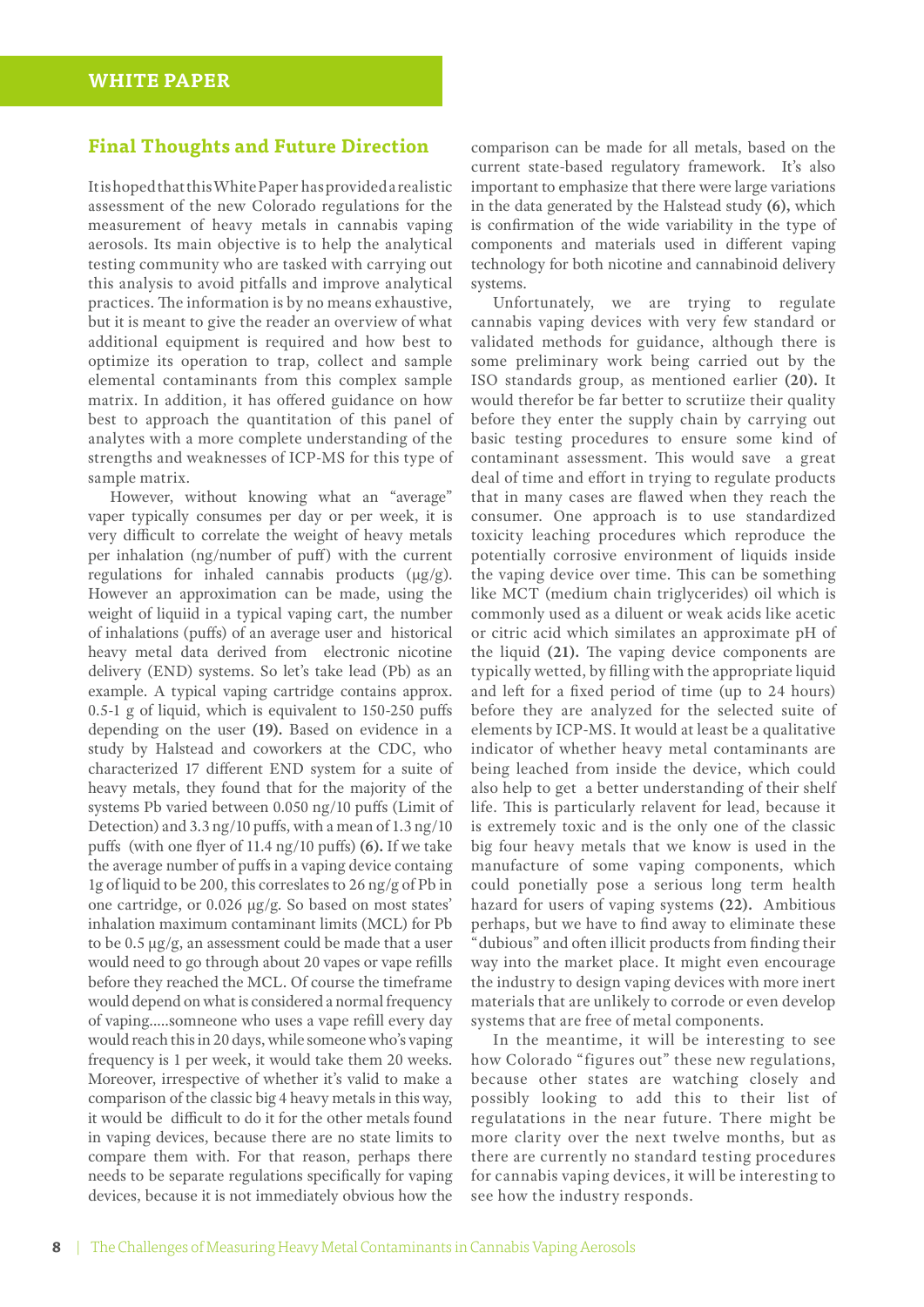## Final Thoughts and Future Direction

It is hoped that this White Paper has provided a realistic assessment of the new Colorado regulations for the measurement of heavy metals in cannabis vaping aerosols. Its main objective is to help the analytical testing community who are tasked with carrying out this analysis to avoid pitfalls and improve analytical practices. The information is by no means exhaustive, but it is meant to give the reader an overview of what additional equipment is required and how best to optimize its operation to trap, collect and sample elemental contaminants from this complex sample matrix. In addition, it has offered guidance on how best to approach the quantitation of this panel of analytes with a more complete understanding of the strengths and weaknesses of ICP-MS for this type of sample matrix.

However, without knowing what an "average" vaper typically consumes per day or per week, it is very difficult to correlate the weight of heavy metals per inhalation (ng/number of puff) with the current regulations for inhaled cannabis products (µg/g). However an approximation can be made, using the weight of liquiid in a typical vaping cart, the number of inhalations (puffs) of an average user and historical heavy metal data derived from electronic nicotine delivery (END) systems. So let's take lead (Pb) as an example. A typical vaping cartridge contains approx. 0.5-1 g of liquid, which is equivalent to 150-250 puffs depending on the user **(19).** Based on evidence in a study by Halstead and coworkers at the CDC, who characterized 17 different END system for a suite of heavy metals, they found that for the majority of the systems Pb varied between 0.050 ng/10 puffs (Limit of Detection) and 3.3 ng/10 puffs, with a mean of 1.3 ng/10 puffs (with one flyer of 11.4 ng/10 puffs) **(6).** If we take the average number of puffs in a vaping device containg 1g of liquid to be 200, this correslates to 26 ng/g of Pb in one cartridge, or 0.026 µg/g. So based on most states' inhalation maximum contaminant limits (MCL) for Pb to be 0.5 µg/g, an assessment could be made that a user would need to go through about 20 vapes or vape refills before they reached the MCL. Of course the timeframe would depend on what is considered a normal frequency of vaping.....somneone who uses a vape refill every day would reach this in 20 days, while someone who's vaping frequency is 1 per week, it would take them 20 weeks. Moreover, irrespective of whether it's valid to make a comparison of the classic big 4 heavy metals in this way, it would be difficult to do it for the other metals found in vaping devices, because there are no state limits to compare them with. For that reason, perhaps there needs to be separate regulations specifically for vaping devices, because it is not immediately obvious how the comparison can be made for all metals, based on the current state-based regulatory framework. It's also important to emphasize that there were large variations in the data generated by the Halstead study **(6),** which is confirmation of the wide variability in the type of components and materials used in different vaping technology for both nicotine and cannabinoid delivery systems.

Unfortunately, we are trying to regulate cannabis vaping devices with very few standard or validated methods for guidance, although there is some preliminary work being carried out by the ISO standards group, as mentioned earlier **(20).** It would therefor be far better to scrutiize their quality before they enter the supply chain by carrying out basic testing procedures to ensure some kind of contaminant assessment. This would save a great deal of time and effort in trying to regulate products that in many cases are flawed when they reach the consumer. One approach is to use standardized toxicity leaching procedures which reproduce the potentially corrosive environment of liquids inside the vaping device over time. This can be something like MCT (medium chain triglycerides) oil which is commonly used as a diluent or weak acids like acetic or citric acid which similates an approximate pH of the liquid **(21).** The vaping device components are typically wetted, by filling with the appropriate liquid and left for a fixed period of time (up to 24 hours) before they are analyzed for the selected suite of elements by ICP-MS. It would at least be a qualitative indicator of whether heavy metal contaminants are being leached from inside the device, which could also help to get a better understanding of their shelf life. This is particularly relavent for lead, because it is extremely toxic and is the only one of the classic big four heavy metals that we know is used in the manufacture of some vaping components, which could ponetially pose a serious long term health hazard for users of vaping systems **(22).** Ambitious perhaps, but we have to find away to eliminate these "dubious" and often illicit products from finding their way into the market place. It might even encourage the industry to design vaping devices with more inert materials that are unlikely to corrode or even develop systems that are free of metal components.

In the meantime, it will be interesting to see how Colorado "figures out" these new regulations, because other states are watching closely and possibly looking to add this to their list of regulatations in the near future. There might be more clarity over the next twelve months, but as there are currently no standard testing procedures for cannabis vaping devices, it will be interesting to see how the industry responds.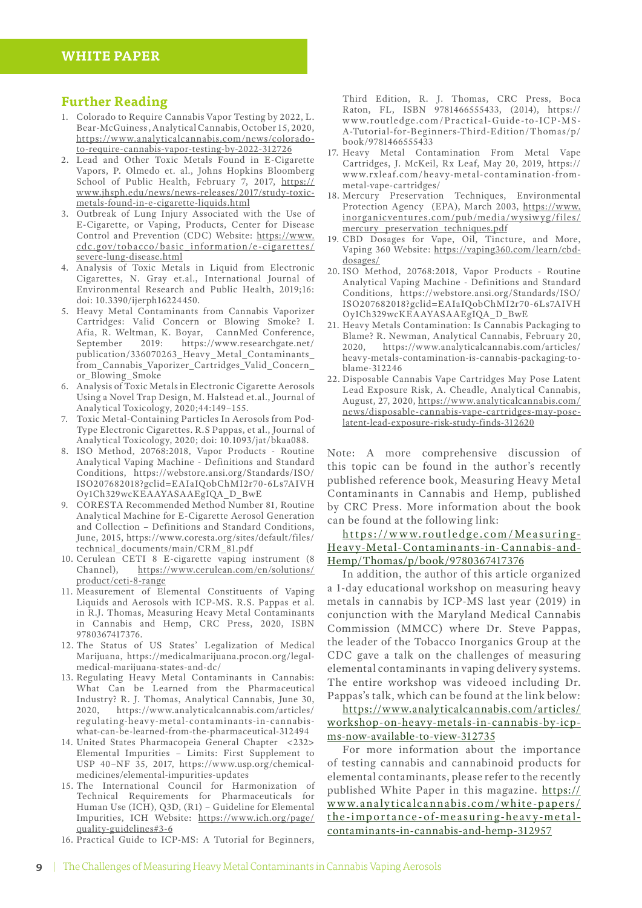## Further Reading

1. Colorado to Require Cannabis Vapor Testing by 2022, L. Bear-McGuiness, Analytical Cannabis, October 15, 2020, https://www.analyticalcannabis.com/news/colorado-to-require-cannabis-vapor-testing-by-2022-312726
2. Lead and Other Toxic Metals Found in E-Cigarette Vapors, P. Olmedo et. al., Johns Hopkins Bloomberg School of Public Health, February 7, 2017, https://www.jhsph.edu/news/news-releases/2017/study-toxic-metals-found-in-e-cigarette-liquids.html
3. Outbreak of Lung Injury Associated with the Use of E-Cigarette, or Vaping, Products, Center for Disease Control and Prevention (CDC) Website: https://www.cdc.gov/tobacco/basic_information/e-cigarettes/severe-lung-disease.html
4. Analysis of Toxic Metals in Liquid from Electronic Cigarettes, N. Gray et.al., International Journal of Environmental Research and Public Health, 2019;16: doi: 10.3390/ijerph16224450.
5. Heavy Metal Contaminants from Cannabis Vaporizer Cartridges: Valid Concern or Blowing Smoke? I. Afia, R. Weltman, K. Boyar, CannMed Conference, September 2019: https://www.researchgate.net/publication/336070263_Heavy_Metal_Contaminants_from_Cannabis_Vaporizer_Cartridges_Valid_Concern_or_Blowing_Smoke
6. Analysis of Toxic Metals in Electronic Cigarette Aerosols Using a Novel Trap Design, M. Halstead et.al., Journal of Analytical Toxicology, 2020;44:149–155.
7. Toxic Metal-Containing Particles In Aerosols from Pod-Type Electronic Cigarettes. R.S Pappas, et al., Journal of Analytical Toxicology, 2020; doi: 10.1093/jat/bkaa088.
8. ISO Method, 20768:2018, Vapor Products - Routine Analytical Vaping Machine - Definitions and Standard Conditions, https://webstore.ansi.org/Standards/ISO/ISO207682018?gclid=EAIaIQobChMI2r70-6Ls7AIVHOy1Ch329wcKEAAYASAAEgIQA_D_BwE
9. CORESTA Recommended Method Number 81, Routine Analytical Machine for E-Cigarette Aerosol Generation and Collection – Definitions and Standard Conditions, June, 2015, https://www.coresta.org/sites/default/files/technical_documents/main/CRM_81.pdf
10. Cerulean CETI 8 E-cigarette vaping instrument (8 Channel), https://www.cerulean.com/en/solutions/product/ceti-8-range
11. Measurement of Elemental Constituents of Vaping Liquids and Aerosols with ICP-MS. R.S. Pappas et al. in R.J. Thomas, Measuring Heavy Metal Contaminants in Cannabis and Hemp, CRC Press, 2020, ISBN 9780367417376.
12. The Status of US States' Legalization of Medical Marijuana, https://medicalmarijuana.procon.org/legal-medical-marijuana-states-and-dc/
13. Regulating Heavy Metal Contaminants in Cannabis: What Can be Learned from the Pharmaceutical Industry? R. J. Thomas, Analytical Cannabis, June 30, 2020, https://www.analyticalcannabis.com/articles/regulating-heavy-metal-contaminants-in-cannabis-what-can-be-learned-from-the-pharmaceutical-312494
14. United States Pharmacopeia General Chapter <232> Elemental Impurities – Limits: First Supplement to USP 40–NF 35, 2017, https://www.usp.org/chemical-medicines/elemental-impurities-updates
15. The International Council for Harmonization of Technical Requirements for Pharmaceuticals for Human Use (ICH), Q3D, (R1) – Guideline for Elemental Impurities, ICH Website: https://www.ich.org/page/quality-guidelines#3-6
16. Practical Guide to ICP-MS: A Tutorial for Beginners, Third Edition, R. J. Thomas, CRC Press, Boca Raton, FL, ISBN 9781466555433, (2014), https://www.routledge.com/Practical-Guide-to-ICP-MS-A-Tutorial-for-Beginners-Third-Edition/Thomas/p/book/9781466555433
17. Heavy Metal Contamination From Metal Vape Cartridges, J. McKeil, Rx Leaf, May 20, 2019, https://www.rxleaf.com/heavy-metal-contamination-from-metal-vape-cartridges/
18. Mercury Preservation Techniques, Environmental Protection Agency (EPA), March 2003, https://www.inorganicventures.com/pub/media/wysiwyg/files/mercury_preservation_techniques.pdf
19. CBD Dosages for Vape, Oil, Tincture, and More, Vaping 360 Website: https://vaping360.com/learn/cbd-dosages/
20. ISO Method, 20768:2018, Vapor Products - Routine Analytical Vaping Machine - Definitions and Standard Conditions, https://webstore.ansi.org/Standards/ISO/ISO207682018?gclid=EAIaIQobChMI2r70-6Ls7AIVHOy1Ch329wcKEAAYASAAEgIQA_D_BwE
21. Heavy Metals Contamination: Is Cannabis Packaging to Blame? R. Newman, Analytical Cannabis, February 20, 2020, https://www.analyticalcannabis.com/articles/heavy-metals-contamination-is-cannabis-packaging-to-blame-312246
22. Disposable Cannabis Vape Cartridges May Pose Latent Lead Exposure Risk, A. Cheadle, Analytical Cannabis, August, 27, 2020, https://www.analyticalcannabis.com/news/disposable-cannabis-vape-cartridges-may-pose-latent-lead-exposure-risk-study-finds-312620

Note: A more comprehensive discussion of this topic can be found in the author's recently published reference book, Measuring Heavy Metal Contaminants in Cannabis and Hemp, published by CRC Press. More information about the book can be found at the following link:

https://www.routledge.com/Measuring-Heavy-Metal-Contaminants-in-Cannabis-and-Hemp/Thomas/p/book/9780367417376

In addition, the author of this article organized a 1-day educational workshop on measuring heavy metals in cannabis by ICP-MS last year (2019) in conjunction with the Maryland Medical Cannabis Commission (MMCC) where Dr. Steve Pappas, the leader of the Tobacco Inorganics Group at the CDC gave a talk on the challenges of measuring elemental contaminants in vaping delivery systems. The entire workshop was videoed including Dr. Pappas's talk, which can be found at the link below:

https://www.analyticalcannabis.com/articles/workshop-on-heavy-metals-in-cannabis-by-icp-ms-now-available-to-view-312735

For more information about the importance of testing cannabis and cannabinoid products for elemental contaminants, please refer to the recently published White Paper in this magazine. https://www.analyticalcannabis.com/white-papers/the-importance-of-measuring-heavy-metal-contaminants-in-cannabis-and-hemp-312957